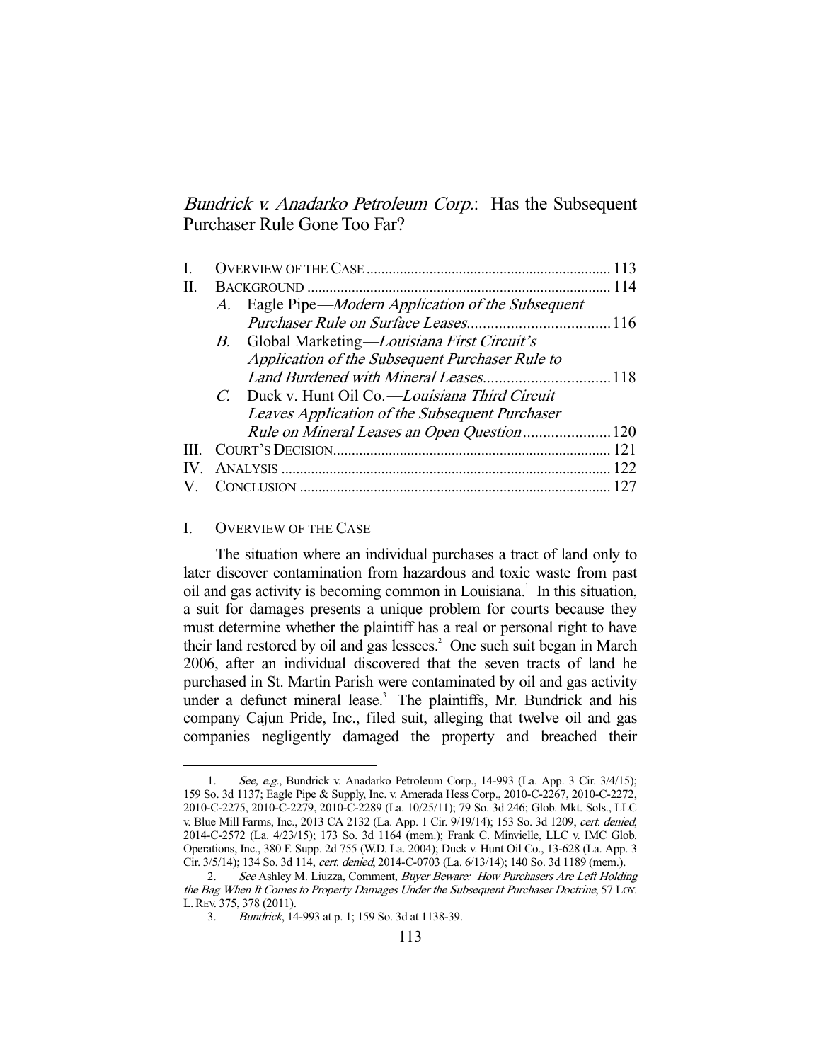# *Bundrick v. Anadarko Petroleum Corp.*: Has the Subsequent Purchaser Rule Gone Too Far?

I. OVERVIEW OF THE CASE ........................................................................ 113
II. BACKGROUND ........................................................................................ 114
  A. Eagle Pipe—*Modern Application of the Subsequent Purchaser Rule on Surface Leases* ........................................ 116
  B. Global Marketing—*Louisiana First Circuit's Application of the Subsequent Purchaser Rule to Land Burdened with Mineral Leases* ........................................ 118
  C. Duck v. Hunt Oil Co.—*Louisiana Third Circuit Leaves Application of the Subsequent Purchaser Rule on Mineral Leases an Open Question* ........................ 120
III. COURT'S DECISION ................................................................................ 121
IV. ANALYSIS ................................................................................................ 122
V. CONCLUSION .......................................................................................... 127

## I. OVERVIEW OF THE CASE

The situation where an individual purchases a tract of land only to later discover contamination from hazardous and toxic waste from past oil and gas activity is becoming common in Louisiana.[1] In this situation, a suit for damages presents a unique problem for courts because they must determine whether the plaintiff has a real or personal right to have their land restored by oil and gas lessees.[2] One such suit began in March 2006, after an individual discovered that the seven tracts of land he purchased in St. Martin Parish were contaminated by oil and gas activity under a defunct mineral lease.[3] The plaintiffs, Mr. Bundrick and his company Cajun Pride, Inc., filed suit, alleging that twelve oil and gas companies negligently damaged the property and breached their

---

1. *See, e.g.*, Bundrick v. Anadarko Petroleum Corp., 14-993 (La. App. 3 Cir. 3/4/15); 159 So. 3d 1137; Eagle Pipe & Supply, Inc. v. Amerada Hess Corp., 2010-C-2267, 2010-C-2272, 2010-C-2275, 2010-C-2279, 2010-C-2289 (La. 10/25/11); 79 So. 3d 246; Glob. Mkt. Sols., LLC v. Blue Mill Farms, Inc., 2013 CA 2132 (La. App. 1 Cir. 9/19/14); 153 So. 3d 1209, *cert. denied*, 2014-C-2572 (La. 4/23/15); 173 So. 3d 1164 (mem.); Frank C. Minvielle, LLC v. IMC Glob. Operations, Inc., 380 F. Supp. 2d 755 (W.D. La. 2004); Duck v. Hunt Oil Co., 13-628 (La. App. 3 Cir. 3/5/14); 134 So. 3d 114, *cert. denied*, 2014-C-0703 (La. 6/13/14); 140 So. 3d 1189 (mem.).

2. *See* Ashley M. Liuzza, Comment, *Buyer Beware: How Purchasers Are Left Holding the Bag When It Comes to Property Damages Under the Subsequent Purchaser Doctrine*, 57 LOY. L. REV. 375, 378 (2011).

3. *Bundrick*, 14-993 at p. 1; 159 So. 3d at 1138-39.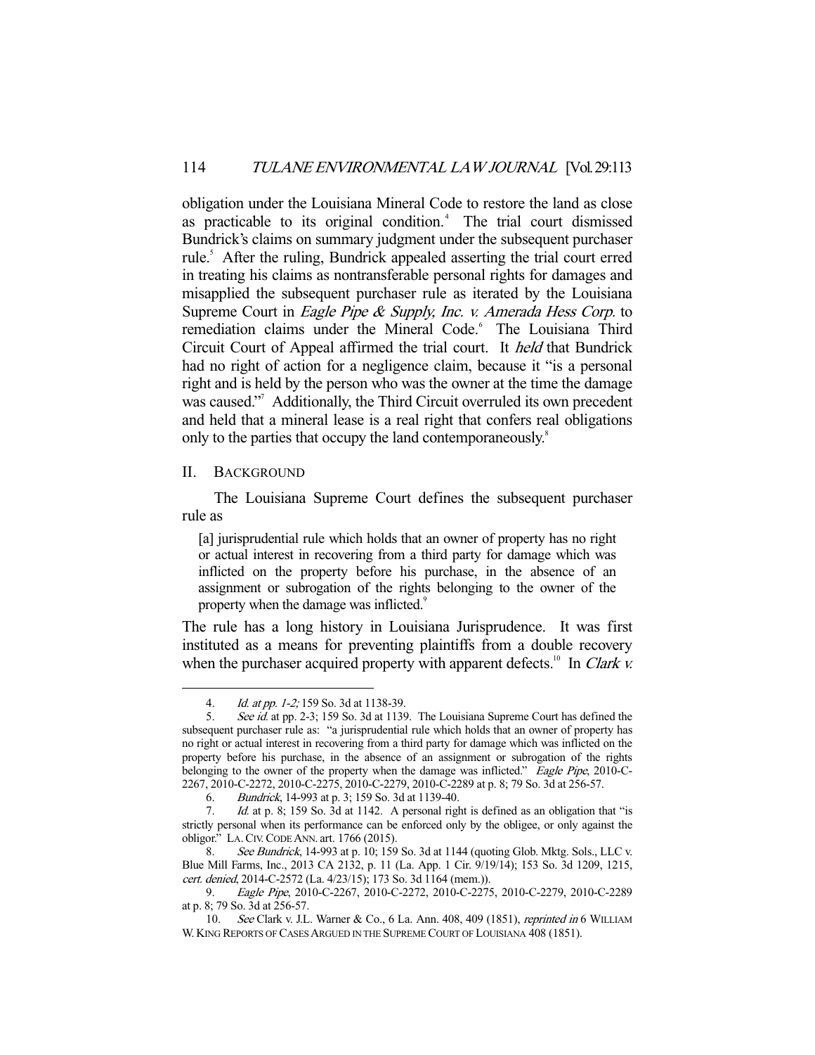obligation under the Louisiana Mineral Code to restore the land as close as practicable to its original condition.[4] The trial court dismissed Bundrick's claims on summary judgment under the subsequent purchaser rule.[5] After the ruling, Bundrick appealed asserting the trial court erred in treating his claims as nontransferable personal rights for damages and misapplied the subsequent purchaser rule as iterated by the Louisiana Supreme Court in *Eagle Pipe & Supply, Inc. v. Amerada Hess Corp.* to remediation claims under the Mineral Code.[6] The Louisiana Third Circuit Court of Appeal affirmed the trial court. It *held* that Bundrick had no right of action for a negligence claim, because it "is a personal right and is held by the person who was the owner at the time the damage was caused."[7] Additionally, the Third Circuit overruled its own precedent and held that a mineral lease is a real right that confers real obligations only to the parties that occupy the land contemporaneously.[8]

## II. Background

The Louisiana Supreme Court defines the subsequent purchaser rule as

> [a] jurisprudential rule which holds that an owner of property has no right or actual interest in recovering from a third party for damage which was inflicted on the property before his purchase, in the absence of an assignment or subrogation of the rights belonging to the owner of the property when the damage was inflicted.[9]

The rule has a long history in Louisiana Jurisprudence. It was first instituted as a means for preventing plaintiffs from a double recovery when the purchaser acquired property with apparent defects.[10] In *Clark v.*

---

4. *Id. at pp. 1-2;* 159 So. 3d at 1138-39.

5. *See id.* at pp. 2-3; 159 So. 3d at 1139. The Louisiana Supreme Court has defined the subsequent purchaser rule as: "a jurisprudential rule which holds that an owner of property has no right or actual interest in recovering from a third party for damage which was inflicted on the property before his purchase, in the absence of an assignment or subrogation of the rights belonging to the owner of the property when the damage was inflicted." *Eagle Pipe*, 2010-C-2267, 2010-C-2272, 2010-C-2275, 2010-C-2279, 2010-C-2289 at p. 8; 79 So. 3d at 256-57.

6. *Bundrick*, 14-993 at p. 3; 159 So. 3d at 1139-40.

7. *Id.* at p. 8; 159 So. 3d at 1142. A personal right is defined as an obligation that "is strictly personal when its performance can be enforced only by the obligee, or only against the obligor." LA. CIV. CODE ANN. art. 1766 (2015).

8. *See Bundrick*, 14-993 at p. 10; 159 So. 3d at 1144 (quoting Glob. Mktg. Sols., LLC v. Blue Mill Farms, Inc., 2013 CA 2132, p. 11 (La. App. 1 Cir. 9/19/14); 153 So. 3d 1209, 1215, *cert. denied*, 2014-C-2572 (La. 4/23/15); 173 So. 3d 1164 (mem.)).

9. *Eagle Pipe*, 2010-C-2267, 2010-C-2272, 2010-C-2275, 2010-C-2279, 2010-C-2289 at p. 8; 79 So. 3d at 256-57.

10. *See* Clark v. J.L. Warner & Co., 6 La. Ann. 408, 409 (1851), *reprinted in* 6 WILLIAM W. KING REPORTS OF CASES ARGUED IN THE SUPREME COURT OF LOUISIANA 408 (1851).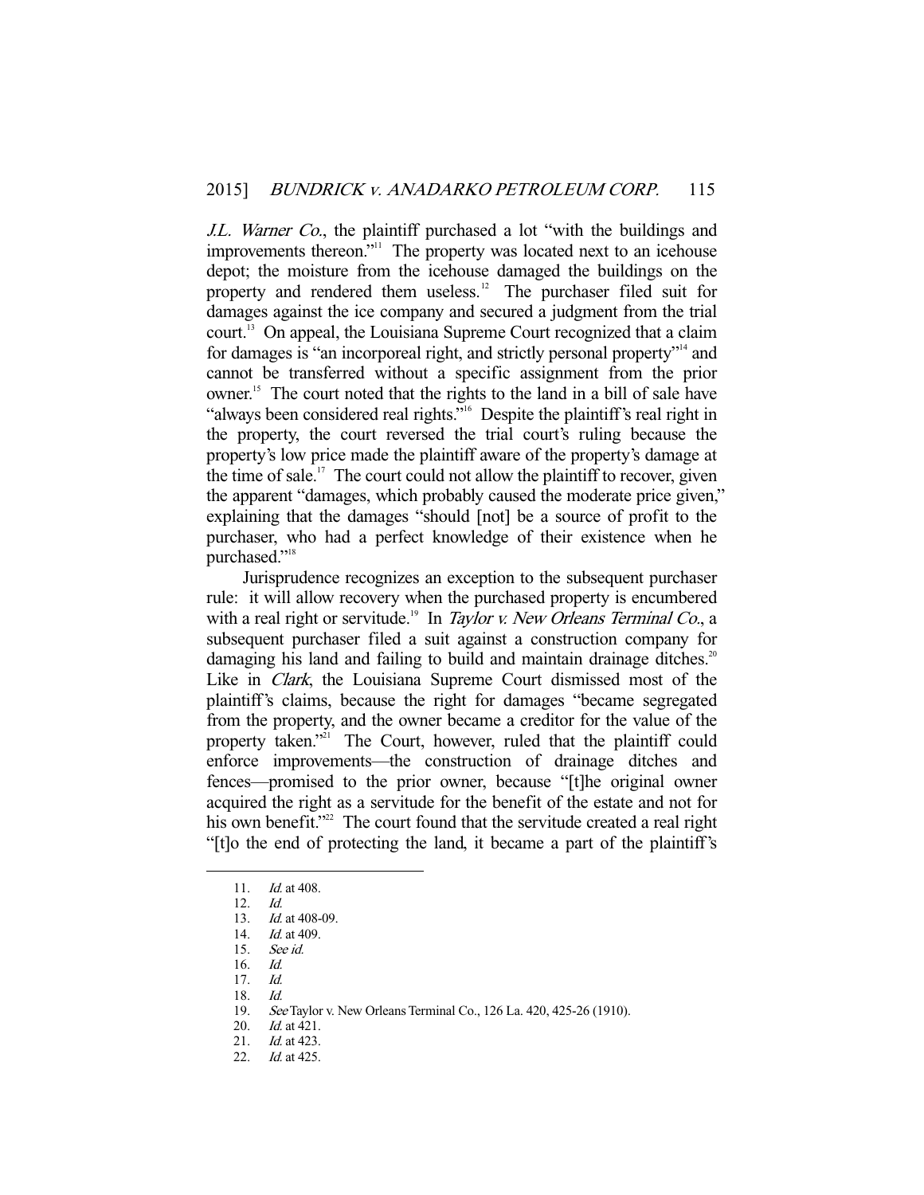*J.L. Warner Co.*, the plaintiff purchased a lot "with the buildings and improvements thereon."[11] The property was located next to an icehouse depot; the moisture from the icehouse damaged the buildings on the property and rendered them useless.[12] The purchaser filed suit for damages against the ice company and secured a judgment from the trial court.[13] On appeal, the Louisiana Supreme Court recognized that a claim for damages is "an incorporeal right, and strictly personal property"[14] and cannot be transferred without a specific assignment from the prior owner.[15] The court noted that the rights to the land in a bill of sale have "always been considered real rights."[16] Despite the plaintiff's real right in the property, the court reversed the trial court's ruling because the property's low price made the plaintiff aware of the property's damage at the time of sale.[17] The court could not allow the plaintiff to recover, given the apparent "damages, which probably caused the moderate price given," explaining that the damages "should [not] be a source of profit to the purchaser, who had a perfect knowledge of their existence when he purchased."[18]

Jurisprudence recognizes an exception to the subsequent purchaser rule: it will allow recovery when the purchased property is encumbered with a real right or servitude.[19] In *Taylor v. New Orleans Terminal Co.*, a subsequent purchaser filed a suit against a construction company for damaging his land and failing to build and maintain drainage ditches.[20] Like in *Clark*, the Louisiana Supreme Court dismissed most of the plaintiff's claims, because the right for damages "became segregated from the property, and the owner became a creditor for the value of the property taken."[21] The Court, however, ruled that the plaintiff could enforce improvements—the construction of drainage ditches and fences—promised to the prior owner, because "[t]he original owner acquired the right as a servitude for the benefit of the estate and not for his own benefit."[22] The court found that the servitude created a real right "[t]o the end of protecting the land, it became a part of the plaintiff's

---

11. *Id.* at 408.
12. *Id.*
13. *Id.* at 408-09.
14. *Id.* at 409.
15. *See id.*
16. *Id.*
17. *Id.*
18. *Id.*
19. *See* Taylor v. New Orleans Terminal Co., 126 La. 420, 425-26 (1910).
20. *Id.* at 421.
21. *Id.* at 423.
22. *Id.* at 425.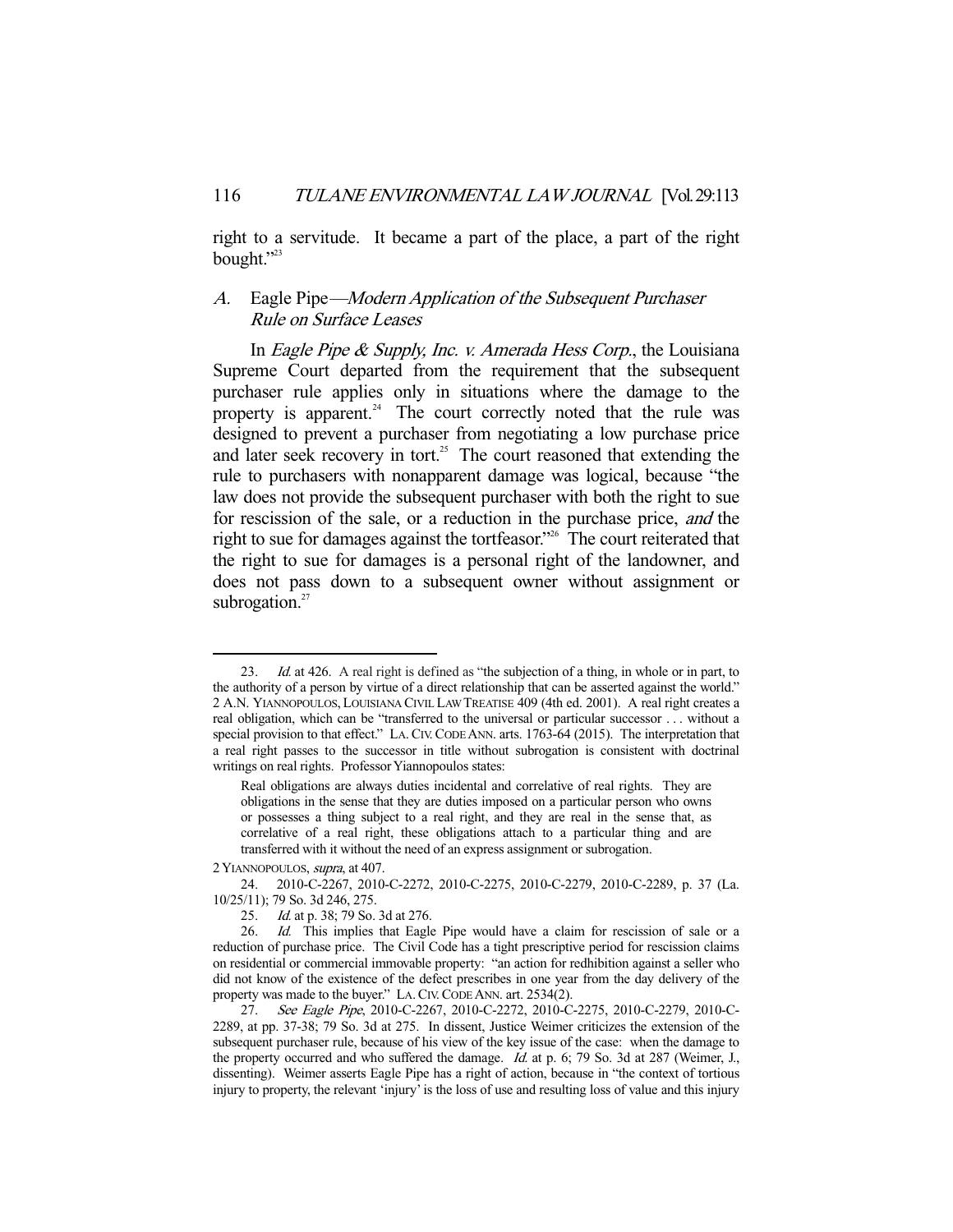right to a servitude. It became a part of the place, a part of the right bought."[23]

### *A.* Eagle Pipe—*Modern Application of the Subsequent Purchaser Rule on Surface Leases*

In *Eagle Pipe & Supply, Inc. v. Amerada Hess Corp.*, the Louisiana Supreme Court departed from the requirement that the subsequent purchaser rule applies only in situations where the damage to the property is apparent.[24] The court correctly noted that the rule was designed to prevent a purchaser from negotiating a low purchase price and later seek recovery in tort.[25] The court reasoned that extending the rule to purchasers with nonapparent damage was logical, because "the law does not provide the subsequent purchaser with both the right to sue for rescission of the sale, or a reduction in the purchase price, *and* the right to sue for damages against the tortfeasor."[26] The court reiterated that the right to sue for damages is a personal right of the landowner, and does not pass down to a subsequent owner without assignment or subrogation.[27]

---

23. *Id.* at 426. A real right is defined as "the subjection of a thing, in whole or in part, to the authority of a person by virtue of a direct relationship that can be asserted against the world." 2 A.N. YIANNOPOULOS, LOUISIANA CIVIL LAW TREATISE 409 (4th ed. 2001). A real right creates a real obligation, which can be "transferred to the universal or particular successor . . . without a special provision to that effect." LA. CIV. CODE ANN. arts. 1763-64 (2015). The interpretation that a real right passes to the successor in title without subrogation is consistent with doctrinal writings on real rights. Professor Yiannopoulos states:

> Real obligations are always duties incidental and correlative of real rights. They are obligations in the sense that they are duties imposed on a particular person who owns or possesses a thing subject to a real right, and they are real in the sense that, as correlative of a real right, these obligations attach to a particular thing and are transferred with it without the need of an express assignment or subrogation.

2 YIANNOPOULOS, *supra*, at 407.

24. 2010-C-2267, 2010-C-2272, 2010-C-2275, 2010-C-2279, 2010-C-2289, p. 37 (La. 10/25/11); 79 So. 3d 246, 275.

25. *Id.* at p. 38; 79 So. 3d at 276.

26. *Id.* This implies that Eagle Pipe would have a claim for rescission of sale or a reduction of purchase price. The Civil Code has a tight prescriptive period for rescission claims on residential or commercial immovable property: "an action for redhibition against a seller who did not know of the existence of the defect prescribes in one year from the day delivery of the property was made to the buyer." LA. CIV. CODE ANN. art. 2534(2).

27. *See Eagle Pipe*, 2010-C-2267, 2010-C-2272, 2010-C-2275, 2010-C-2279, 2010-C-2289, at pp. 37-38; 79 So. 3d at 275. In dissent, Justice Weimer criticizes the extension of the subsequent purchaser rule, because of his view of the key issue of the case: when the damage to the property occurred and who suffered the damage. *Id.* at p. 6; 79 So. 3d at 287 (Weimer, J., dissenting). Weimer asserts Eagle Pipe has a right of action, because in "the context of tortious injury to property, the relevant 'injury' is the loss of use and resulting loss of value and this injury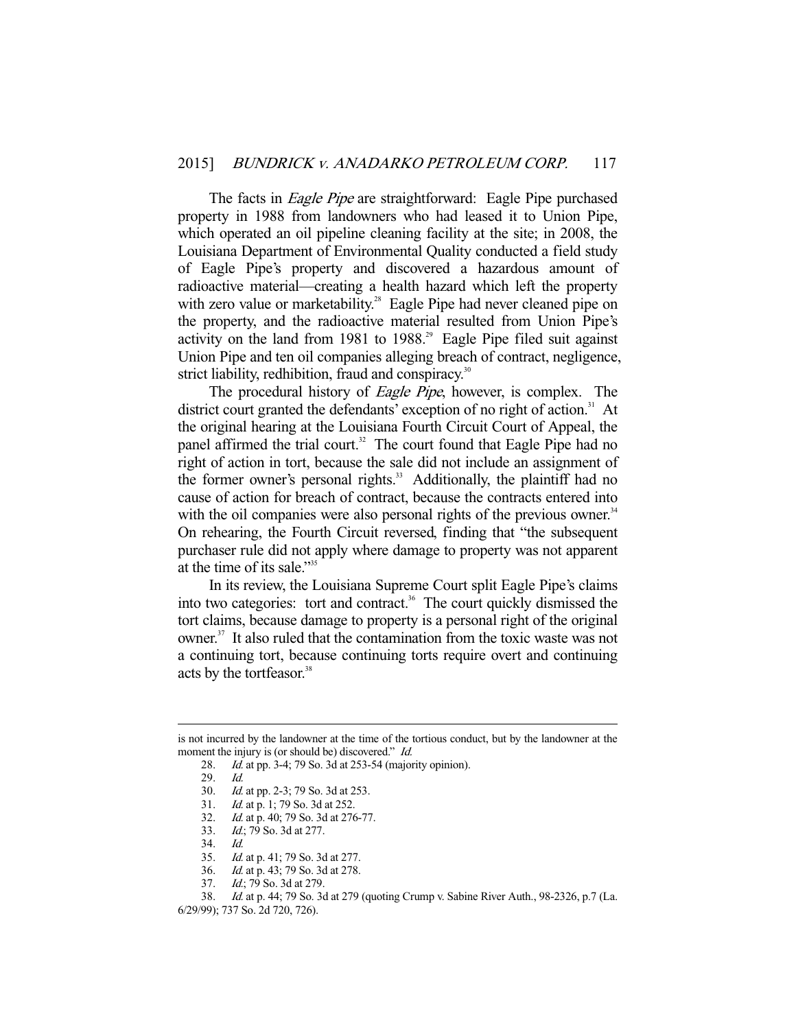The facts in *Eagle Pipe* are straightforward: Eagle Pipe purchased property in 1988 from landowners who had leased it to Union Pipe, which operated an oil pipeline cleaning facility at the site; in 2008, the Louisiana Department of Environmental Quality conducted a field study of Eagle Pipe's property and discovered a hazardous amount of radioactive material—creating a health hazard which left the property with zero value or marketability.[28] Eagle Pipe had never cleaned pipe on the property, and the radioactive material resulted from Union Pipe's activity on the land from 1981 to 1988.[29] Eagle Pipe filed suit against Union Pipe and ten oil companies alleging breach of contract, negligence, strict liability, redhibition, fraud and conspiracy.[30]

The procedural history of *Eagle Pipe*, however, is complex. The district court granted the defendants' exception of no right of action.[31] At the original hearing at the Louisiana Fourth Circuit Court of Appeal, the panel affirmed the trial court.[32] The court found that Eagle Pipe had no right of action in tort, because the sale did not include an assignment of the former owner's personal rights.[33] Additionally, the plaintiff had no cause of action for breach of contract, because the contracts entered into with the oil companies were also personal rights of the previous owner.[34] On rehearing, the Fourth Circuit reversed, finding that "the subsequent purchaser rule did not apply where damage to property was not apparent at the time of its sale."[35]

In its review, the Louisiana Supreme Court split Eagle Pipe's claims into two categories: tort and contract.[36] The court quickly dismissed the tort claims, because damage to property is a personal right of the original owner.[37] It also ruled that the contamination from the toxic waste was not a continuing tort, because continuing torts require overt and continuing acts by the tortfeasor.[38]

---

is not incurred by the landowner at the time of the tortious conduct, but by the landowner at the moment the injury is (or should be) discovered." *Id.*

28. *Id.* at pp. 3-4; 79 So. 3d at 253-54 (majority opinion).
29. *Id.*
30. *Id.* at pp. 2-3; 79 So. 3d at 253.
31. *Id.* at p. 1; 79 So. 3d at 252.
32. *Id.* at p. 40; 79 So. 3d at 276-77.
33. *Id.*; 79 So. 3d at 277.
34. *Id.*
35. *Id.* at p. 41; 79 So. 3d at 277.
36. *Id.* at p. 43; 79 So. 3d at 278.
37. *Id.*; 79 So. 3d at 279.
38. *Id.* at p. 44; 79 So. 3d at 279 (quoting Crump v. Sabine River Auth., 98-2326, p.7 (La. 6/29/99); 737 So. 2d 720, 726).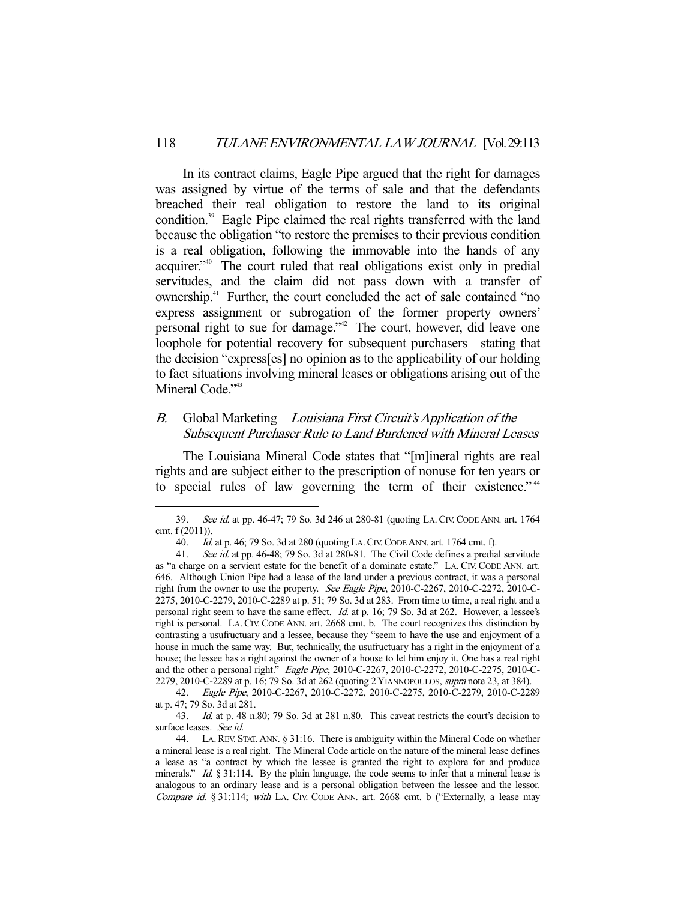In its contract claims, Eagle Pipe argued that the right for damages was assigned by virtue of the terms of sale and that the defendants breached their real obligation to restore the land to its original condition.[39] Eagle Pipe claimed the real rights transferred with the land because the obligation "to restore the premises to their previous condition is a real obligation, following the immovable into the hands of any acquirer."[40] The court ruled that real obligations exist only in predial servitudes, and the claim did not pass down with a transfer of ownership.[41] Further, the court concluded the act of sale contained "no express assignment or subrogation of the former property owners' personal right to sue for damage."[42] The court, however, did leave one loophole for potential recovery for subsequent purchasers—stating that the decision "express[es] no opinion as to the applicability of our holding to fact situations involving mineral leases or obligations arising out of the Mineral Code."[43]

### *B.* Global Marketing—*Louisiana First Circuit's Application of the Subsequent Purchaser Rule to Land Burdened with Mineral Leases*

The Louisiana Mineral Code states that "[m]ineral rights are real rights and are subject either to the prescription of nonuse for ten years or to special rules of law governing the term of their existence."[44]

---

39. *See id.* at pp. 46-47; 79 So. 3d 246 at 280-81 (quoting LA. CIV. CODE ANN. art. 1764 cmt. f (2011)).

40. *Id.* at p. 46; 79 So. 3d at 280 (quoting LA. CIV. CODE ANN. art. 1764 cmt. f).

41. *See id.* at pp. 46-48; 79 So. 3d at 280-81. The Civil Code defines a predial servitude as "a charge on a servient estate for the benefit of a dominate estate." LA. CIV. CODE ANN. art. 646. Although Union Pipe had a lease of the land under a previous contract, it was a personal right from the owner to use the property. *See Eagle Pipe*, 2010-C-2267, 2010-C-2272, 2010-C-2275, 2010-C-2279, 2010-C-2289 at p. 51; 79 So. 3d at 283. From time to time, a real right and a personal right seem to have the same effect. *Id.* at p. 16; 79 So. 3d at 262. However, a lessee's right is personal. LA. CIV. CODE ANN. art. 2668 cmt. b. The court recognizes this distinction by contrasting a usufructuary and a lessee, because they "seem to have the use and enjoyment of a house in much the same way. But, technically, the usufructuary has a right in the enjoyment of a house; the lessee has a right against the owner of a house to let him enjoy it. One has a real right and the other a personal right." *Eagle Pipe*, 2010-C-2267, 2010-C-2272, 2010-C-2275, 2010-C-2279, 2010-C-2289 at p. 16; 79 So. 3d at 262 (quoting 2 YIANNOPOULOS, *supra* note 23, at 384).

42. *Eagle Pipe*, 2010-C-2267, 2010-C-2272, 2010-C-2275, 2010-C-2279, 2010-C-2289 at p. 47; 79 So. 3d at 281.

43. *Id.* at p. 48 n.80; 79 So. 3d at 281 n.80. This caveat restricts the court's decision to surface leases. *See id.*

44. LA. REV. STAT. ANN. § 31:16. There is ambiguity within the Mineral Code on whether a mineral lease is a real right. The Mineral Code article on the nature of the mineral lease defines a lease as "a contract by which the lessee is granted the right to explore for and produce minerals." *Id.* § 31:114. By the plain language, the code seems to infer that a mineral lease is analogous to an ordinary lease and is a personal obligation between the lessee and the lessor. *Compare id.* § 31:114; *with* LA. CIV. CODE ANN. art. 2668 cmt. b ("Externally, a lease may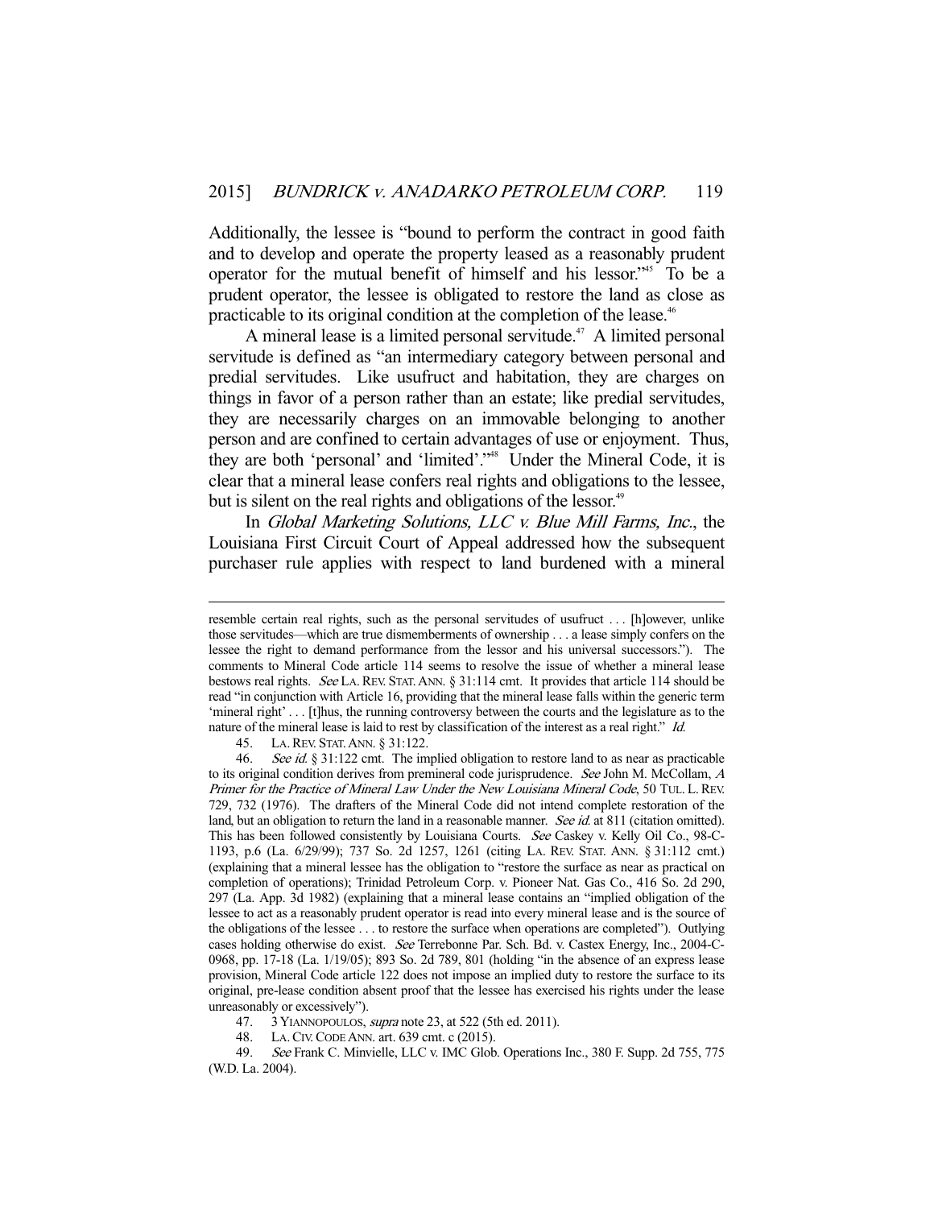Additionally, the lessee is "bound to perform the contract in good faith and to develop and operate the property leased as a reasonably prudent operator for the mutual benefit of himself and his lessor."[45] To be a prudent operator, the lessee is obligated to restore the land as close as practicable to its original condition at the completion of the lease.[46]

A mineral lease is a limited personal servitude.[47] A limited personal servitude is defined as "an intermediary category between personal and predial servitudes. Like usufruct and habitation, they are charges on things in favor of a person rather than an estate; like predial servitudes, they are necessarily charges on an immovable belonging to another person and are confined to certain advantages of use or enjoyment. Thus, they are both 'personal' and 'limited'."[48] Under the Mineral Code, it is clear that a mineral lease confers real rights and obligations to the lessee, but is silent on the real rights and obligations of the lessor.[49]

In *Global Marketing Solutions, LLC v. Blue Mill Farms, Inc.*, the Louisiana First Circuit Court of Appeal addressed how the subsequent purchaser rule applies with respect to land burdened with a mineral

---

resemble certain real rights, such as the personal servitudes of usufruct . . . [h]owever, unlike those servitudes—which are true dismemberments of ownership . . . a lease simply confers on the lessee the right to demand performance from the lessor and his universal successors."). The comments to Mineral Code article 114 seems to resolve the issue of whether a mineral lease bestows real rights. *See* LA. REV. STAT. ANN. § 31:114 cmt. It provides that article 114 should be read "in conjunction with Article 16, providing that the mineral lease falls within the generic term 'mineral right' . . . [t]hus, the running controversy between the courts and the legislature as to the nature of the mineral lease is laid to rest by classification of the interest as a real right." *Id.*

45. LA. REV. STAT. ANN. § 31:122.

46. *See id.* § 31:122 cmt. The implied obligation to restore land to as near as practicable to its original condition derives from premineral code jurisprudence. *See* John M. McCollam, *A Primer for the Practice of Mineral Law Under the New Louisiana Mineral Code*, 50 TUL. L. REV. 729, 732 (1976). The drafters of the Mineral Code did not intend complete restoration of the land, but an obligation to return the land in a reasonable manner. *See id.* at 811 (citation omitted). This has been followed consistently by Louisiana Courts. *See* Caskey v. Kelly Oil Co., 98-C-1193, p.6 (La. 6/29/99); 737 So. 2d 1257, 1261 (citing LA. REV. STAT. ANN. § 31:112 cmt.) (explaining that a mineral lessee has the obligation to "restore the surface as near as practical on completion of operations); Trinidad Petroleum Corp. v. Pioneer Nat. Gas Co., 416 So. 2d 290, 297 (La. App. 3d 1982) (explaining that a mineral lease contains an "implied obligation of the lessee to act as a reasonably prudent operator is read into every mineral lease and is the source of the obligations of the lessee . . . to restore the surface when operations are completed"). Outlying cases holding otherwise do exist. *See* Terrebonne Par. Sch. Bd. v. Castex Energy, Inc., 2004-C-0968, pp. 17-18 (La. 1/19/05); 893 So. 2d 789, 801 (holding "in the absence of an express lease provision, Mineral Code article 122 does not impose an implied duty to restore the surface to its original, pre-lease condition absent proof that the lessee has exercised his rights under the lease unreasonably or excessively").

47. 3 YIANNOPOULOS, *supra* note 23, at 522 (5th ed. 2011).

48. LA. CIV. CODE ANN. art. 639 cmt. c (2015).

49. *See* Frank C. Minvielle, LLC v. IMC Glob. Operations Inc., 380 F. Supp. 2d 755, 775 (W.D. La. 2004).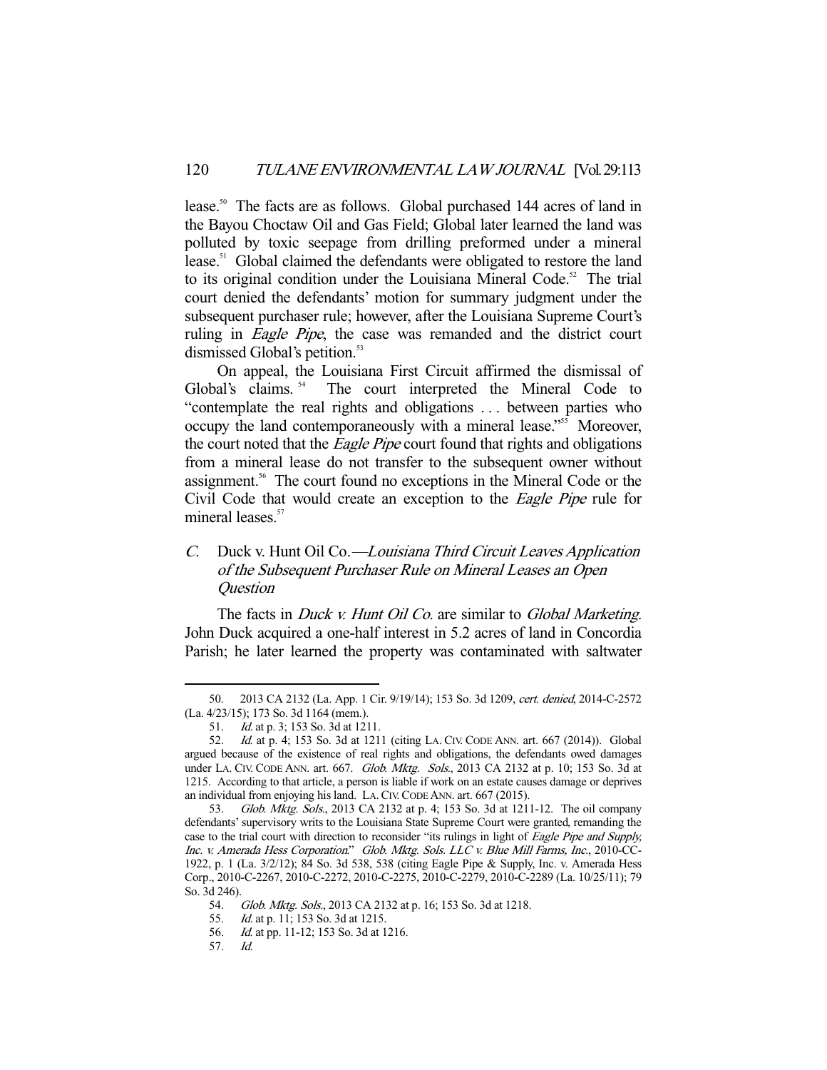lease.[50] The facts are as follows. Global purchased 144 acres of land in the Bayou Choctaw Oil and Gas Field; Global later learned the land was polluted by toxic seepage from drilling preformed under a mineral lease.[51] Global claimed the defendants were obligated to restore the land to its original condition under the Louisiana Mineral Code.[52] The trial court denied the defendants' motion for summary judgment under the subsequent purchaser rule; however, after the Louisiana Supreme Court's ruling in *Eagle Pipe*, the case was remanded and the district court dismissed Global's petition.[53]

On appeal, the Louisiana First Circuit affirmed the dismissal of Global's claims.[54] The court interpreted the Mineral Code to "contemplate the real rights and obligations . . . between parties who occupy the land contemporaneously with a mineral lease."[55] Moreover, the court noted that the *Eagle Pipe* court found that rights and obligations from a mineral lease do not transfer to the subsequent owner without assignment.[56] The court found no exceptions in the Mineral Code or the Civil Code that would create an exception to the *Eagle Pipe* rule for mineral leases.[57]

### *C.* Duck v. Hunt Oil Co.—*Louisiana Third Circuit Leaves Application of the Subsequent Purchaser Rule on Mineral Leases an Open Question*

The facts in *Duck v. Hunt Oil Co.* are similar to *Global Marketing*. John Duck acquired a one-half interest in 5.2 acres of land in Concordia Parish; he later learned the property was contaminated with saltwater

---

50. 2013 CA 2132 (La. App. 1 Cir. 9/19/14); 153 So. 3d 1209, *cert. denied*, 2014-C-2572 (La. 4/23/15); 173 So. 3d 1164 (mem.).

51. *Id.* at p. 3; 153 So. 3d at 1211.

52. *Id.* at p. 4; 153 So. 3d at 1211 (citing LA. CIV. CODE ANN. art. 667 (2014)). Global argued because of the existence of real rights and obligations, the defendants owed damages under LA. CIV. CODE ANN. art. 667. *Glob. Mktg. Sols.*, 2013 CA 2132 at p. 10; 153 So. 3d at 1215. According to that article, a person is liable if work on an estate causes damage or deprives an individual from enjoying his land. LA. CIV. CODE ANN. art. 667 (2015).

53. *Glob. Mktg. Sols.*, 2013 CA 2132 at p. 4; 153 So. 3d at 1211-12. The oil company defendants' supervisory writs to the Louisiana State Supreme Court were granted, remanding the case to the trial court with direction to reconsider "its rulings in light of *Eagle Pipe and Supply, Inc. v. Amerada Hess Corporation*." *Glob. Mktg. Sols. LLC v. Blue Mill Farms, Inc.*, 2010-CC-1922, p. 1 (La. 3/2/12); 84 So. 3d 538, 538 (citing Eagle Pipe & Supply, Inc. v. Amerada Hess Corp., 2010-C-2267, 2010-C-2272, 2010-C-2275, 2010-C-2279, 2010-C-2289 (La. 10/25/11); 79 So. 3d 246).

54. *Glob. Mktg. Sols.*, 2013 CA 2132 at p. 16; 153 So. 3d at 1218.

55. *Id.* at p. 11; 153 So. 3d at 1215.

56. *Id.* at pp. 11-12; 153 So. 3d at 1216.

57. *Id.*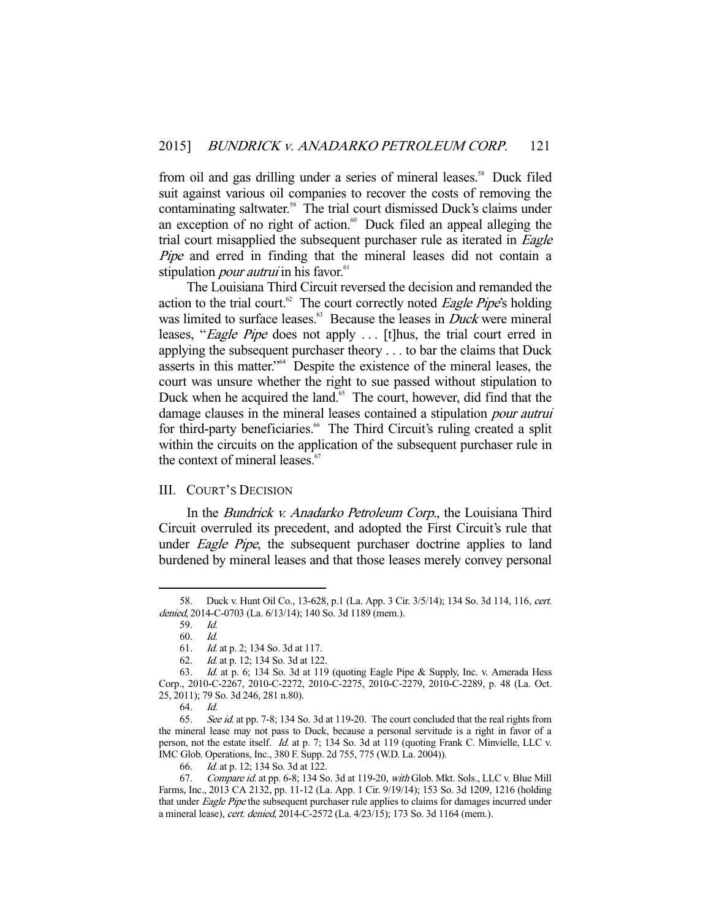from oil and gas drilling under a series of mineral leases.[58] Duck filed suit against various oil companies to recover the costs of removing the contaminating saltwater.[59] The trial court dismissed Duck's claims under an exception of no right of action.[60] Duck filed an appeal alleging the trial court misapplied the subsequent purchaser rule as iterated in *Eagle Pipe* and erred in finding that the mineral leases did not contain a stipulation *pour autrui* in his favor.[61]

The Louisiana Third Circuit reversed the decision and remanded the action to the trial court.[62] The court correctly noted *Eagle Pipe*'s holding was limited to surface leases.[63] Because the leases in *Duck* were mineral leases, "*Eagle Pipe* does not apply . . . [t]hus, the trial court erred in applying the subsequent purchaser theory . . . to bar the claims that Duck asserts in this matter."[64] Despite the existence of the mineral leases, the court was unsure whether the right to sue passed without stipulation to Duck when he acquired the land.[65] The court, however, did find that the damage clauses in the mineral leases contained a stipulation *pour autrui* for third-party beneficiaries.[66] The Third Circuit's ruling created a split within the circuits on the application of the subsequent purchaser rule in the context of mineral leases.[67]

## III. COURT'S DECISION

In the *Bundrick v. Anadarko Petroleum Corp.*, the Louisiana Third Circuit overruled its precedent, and adopted the First Circuit's rule that under *Eagle Pipe*, the subsequent purchaser doctrine applies to land burdened by mineral leases and that those leases merely convey personal

---

58. Duck v. Hunt Oil Co., 13-628, p.1 (La. App. 3 Cir. 3/5/14); 134 So. 3d 114, 116, *cert. denied*, 2014-C-0703 (La. 6/13/14); 140 So. 3d 1189 (mem.).

59. *Id.*

60. *Id.*

61. *Id.* at p. 2; 134 So. 3d at 117.

62. *Id.* at p. 12; 134 So. 3d at 122.

63. *Id.* at p. 6; 134 So. 3d at 119 (quoting Eagle Pipe & Supply, Inc. v. Amerada Hess Corp., 2010-C-2267, 2010-C-2272, 2010-C-2275, 2010-C-2279, 2010-C-2289, p. 48 (La. Oct. 25, 2011); 79 So. 3d 246, 281 n.80).

64. *Id.*

65. *See id.* at pp. 7-8; 134 So. 3d at 119-20. The court concluded that the real rights from the mineral lease may not pass to Duck, because a personal servitude is a right in favor of a person, not the estate itself. *Id.* at p. 7; 134 So. 3d at 119 (quoting Frank C. Minvielle, LLC v. IMC Glob. Operations, Inc., 380 F. Supp. 2d 755, 775 (W.D. La. 2004)).

66. *Id.* at p. 12; 134 So. 3d at 122.

67. *Compare id.* at pp. 6-8; 134 So. 3d at 119-20, *with* Glob. Mkt. Sols., LLC v. Blue Mill Farms, Inc., 2013 CA 2132, pp. 11-12 (La. App. 1 Cir. 9/19/14); 153 So. 3d 1209, 1216 (holding that under *Eagle Pipe* the subsequent purchaser rule applies to claims for damages incurred under a mineral lease), *cert. denied*, 2014-C-2572 (La. 4/23/15); 173 So. 3d 1164 (mem.).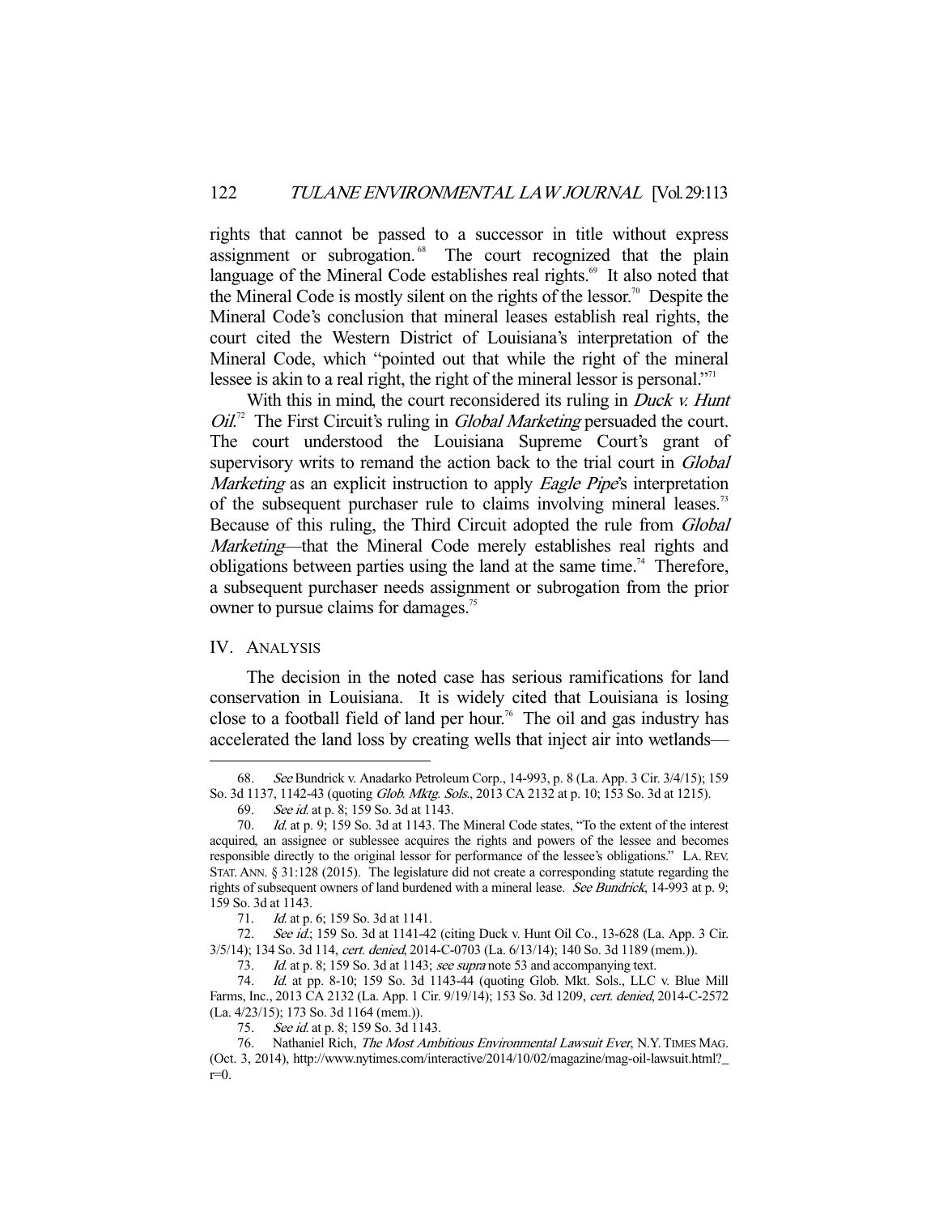rights that cannot be passed to a successor in title without express assignment or subrogation.[68] The court recognized that the plain language of the Mineral Code establishes real rights.[69] It also noted that the Mineral Code is mostly silent on the rights of the lessor.[70] Despite the Mineral Code's conclusion that mineral leases establish real rights, the court cited the Western District of Louisiana's interpretation of the Mineral Code, which "pointed out that while the right of the mineral lessee is akin to a real right, the right of the mineral lessor is personal."[71]

With this in mind, the court reconsidered its ruling in *Duck v. Hunt Oil*.[72] The First Circuit's ruling in *Global Marketing* persuaded the court. The court understood the Louisiana Supreme Court's grant of supervisory writs to remand the action back to the trial court in *Global Marketing* as an explicit instruction to apply *Eagle Pipe*'s interpretation of the subsequent purchaser rule to claims involving mineral leases.[73] Because of this ruling, the Third Circuit adopted the rule from *Global Marketing*—that the Mineral Code merely establishes real rights and obligations between parties using the land at the same time.[74] Therefore, a subsequent purchaser needs assignment or subrogation from the prior owner to pursue claims for damages.[75]

## IV. ANALYSIS

The decision in the noted case has serious ramifications for land conservation in Louisiana. It is widely cited that Louisiana is losing close to a football field of land per hour.[76] The oil and gas industry has accelerated the land loss by creating wells that inject air into wetlands—

---

68. *See* Bundrick v. Anadarko Petroleum Corp., 14-993, p. 8 (La. App. 3 Cir. 3/4/15); 159 So. 3d 1137, 1142-43 (quoting *Glob. Mktg. Sols.*, 2013 CA 2132 at p. 10; 153 So. 3d at 1215).

69. *See id.* at p. 8; 159 So. 3d at 1143.

70. *Id.* at p. 9; 159 So. 3d at 1143. The Mineral Code states, "To the extent of the interest acquired, an assignee or sublessee acquires the rights and powers of the lessee and becomes responsible directly to the original lessor for performance of the lessee's obligations." LA. REV. STAT. ANN. § 31:128 (2015). The legislature did not create a corresponding statute regarding the rights of subsequent owners of land burdened with a mineral lease. *See Bundrick*, 14-993 at p. 9; 159 So. 3d at 1143.

71. *Id.* at p. 6; 159 So. 3d at 1141.

72. *See id.*; 159 So. 3d at 1141-42 (citing Duck v. Hunt Oil Co., 13-628 (La. App. 3 Cir. 3/5/14); 134 So. 3d 114, *cert. denied*, 2014-C-0703 (La. 6/13/14); 140 So. 3d 1189 (mem.)).

73. *Id.* at p. 8; 159 So. 3d at 1143; *see supra* note 53 and accompanying text.

74. *Id.* at pp. 8-10; 159 So. 3d 1143-44 (quoting Glob. Mkt. Sols., LLC v. Blue Mill Farms, Inc., 2013 CA 2132 (La. App. 1 Cir. 9/19/14); 153 So. 3d 1209, *cert. denied*, 2014-C-2572 (La. 4/23/15); 173 So. 3d 1164 (mem.)).

75. *See id.* at p. 8; 159 So. 3d 1143.

76. Nathaniel Rich, *The Most Ambitious Environmental Lawsuit Ever*, N.Y. TIMES MAG. (Oct. 3, 2014), http://www.nytimes.com/interactive/2014/10/02/magazine/mag-oil-lawsuit.html?_r=0.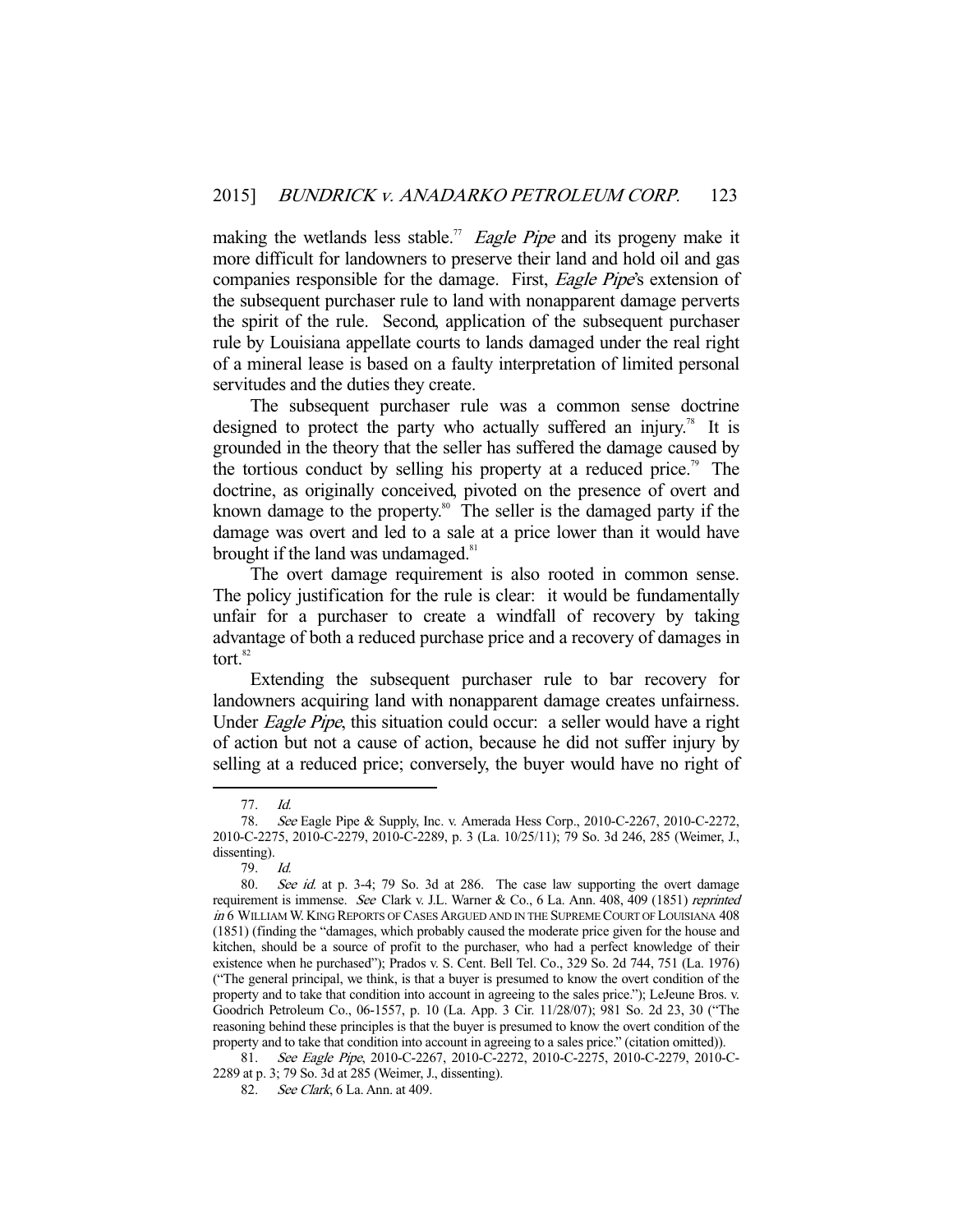making the wetlands less stable.[77] *Eagle Pipe* and its progeny make it more difficult for landowners to preserve their land and hold oil and gas companies responsible for the damage. First, *Eagle Pipe*'s extension of the subsequent purchaser rule to land with nonapparent damage perverts the spirit of the rule. Second, application of the subsequent purchaser rule by Louisiana appellate courts to lands damaged under the real right of a mineral lease is based on a faulty interpretation of limited personal servitudes and the duties they create.

The subsequent purchaser rule was a common sense doctrine designed to protect the party who actually suffered an injury.[78] It is grounded in the theory that the seller has suffered the damage caused by the tortious conduct by selling his property at a reduced price.[79] The doctrine, as originally conceived, pivoted on the presence of overt and known damage to the property.[80] The seller is the damaged party if the damage was overt and led to a sale at a price lower than it would have brought if the land was undamaged.[81]

The overt damage requirement is also rooted in common sense. The policy justification for the rule is clear: it would be fundamentally unfair for a purchaser to create a windfall of recovery by taking advantage of both a reduced purchase price and a recovery of damages in tort.[82]

Extending the subsequent purchaser rule to bar recovery for landowners acquiring land with nonapparent damage creates unfairness. Under *Eagle Pipe*, this situation could occur: a seller would have a right of action but not a cause of action, because he did not suffer injury by selling at a reduced price; conversely, the buyer would have no right of

---

77. *Id.*

78. *See* Eagle Pipe & Supply, Inc. v. Amerada Hess Corp., 2010-C-2267, 2010-C-2272, 2010-C-2275, 2010-C-2279, 2010-C-2289, p. 3 (La. 10/25/11); 79 So. 3d 246, 285 (Weimer, J., dissenting).

79. *Id.*

80. *See id.* at p. 3-4; 79 So. 3d at 286. The case law supporting the overt damage requirement is immense. *See* Clark v. J.L. Warner & Co., 6 La. Ann. 408, 409 (1851) *reprinted in* 6 WILLIAM W. KING REPORTS OF CASES ARGUED AND IN THE SUPREME COURT OF LOUISIANA 408 (1851) (finding the "damages, which probably caused the moderate price given for the house and kitchen, should be a source of profit to the purchaser, who had a perfect knowledge of their existence when he purchased"); Prados v. S. Cent. Bell Tel. Co., 329 So. 2d 744, 751 (La. 1976) ("The general principal, we think, is that a buyer is presumed to know the overt condition of the property and to take that condition into account in agreeing to the sales price."); LeJeune Bros. v. Goodrich Petroleum Co., 06-1557, p. 10 (La. App. 3 Cir. 11/28/07); 981 So. 2d 23, 30 ("The reasoning behind these principles is that the buyer is presumed to know the overt condition of the property and to take that condition into account in agreeing to a sales price." (citation omitted)).

81. *See Eagle Pipe*, 2010-C-2267, 2010-C-2272, 2010-C-2275, 2010-C-2279, 2010-C-2289 at p. 3; 79 So. 3d at 285 (Weimer, J., dissenting).

82. *See Clark*, 6 La. Ann. at 409.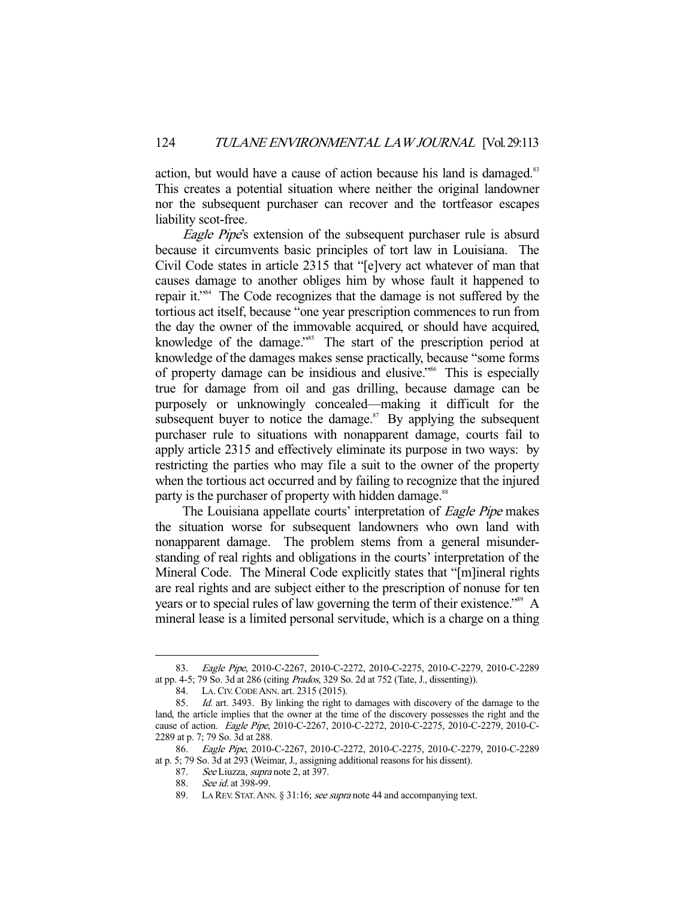action, but would have a cause of action because his land is damaged.[83] This creates a potential situation where neither the original landowner nor the subsequent purchaser can recover and the tortfeasor escapes liability scot-free.

*Eagle Pipe*'s extension of the subsequent purchaser rule is absurd because it circumvents basic principles of tort law in Louisiana. The Civil Code states in article 2315 that "[e]very act whatever of man that causes damage to another obliges him by whose fault it happened to repair it."[84] The Code recognizes that the damage is not suffered by the tortious act itself, because "one year prescription commences to run from the day the owner of the immovable acquired, or should have acquired, knowledge of the damage."[85] The start of the prescription period at knowledge of the damages makes sense practically, because "some forms of property damage can be insidious and elusive."[86] This is especially true for damage from oil and gas drilling, because damage can be purposely or unknowingly concealed—making it difficult for the subsequent buyer to notice the damage.[87] By applying the subsequent purchaser rule to situations with nonapparent damage, courts fail to apply article 2315 and effectively eliminate its purpose in two ways: by restricting the parties who may file a suit to the owner of the property when the tortious act occurred and by failing to recognize that the injured party is the purchaser of property with hidden damage.[88]

The Louisiana appellate courts' interpretation of *Eagle Pipe* makes the situation worse for subsequent landowners who own land with nonapparent damage. The problem stems from a general misunderstanding of real rights and obligations in the courts' interpretation of the Mineral Code. The Mineral Code explicitly states that "[m]ineral rights are real rights and are subject either to the prescription of nonuse for ten years or to special rules of law governing the term of their existence."[89] A mineral lease is a limited personal servitude, which is a charge on a thing

---

83. *Eagle Pipe*, 2010-C-2267, 2010-C-2272, 2010-C-2275, 2010-C-2279, 2010-C-2289 at pp. 4-5; 79 So. 3d at 286 (citing *Prados*, 329 So. 2d at 752 (Tate, J., dissenting)).

84. LA. CIV. CODE ANN. art. 2315 (2015).

85. *Id.* art. 3493. By linking the right to damages with discovery of the damage to the land, the article implies that the owner at the time of the discovery possesses the right and the cause of action. *Eagle Pipe*, 2010-C-2267, 2010-C-2272, 2010-C-2275, 2010-C-2279, 2010-C-2289 at p. 7; 79 So. 3d at 288.

86. *Eagle Pipe*, 2010-C-2267, 2010-C-2272, 2010-C-2275, 2010-C-2279, 2010-C-2289 at p. 5; 79 So. 3d at 293 (Weimar, J., assigning additional reasons for his dissent).

87. *See* Liuzza, *supra* note 2, at 397.

88. *See id.* at 398-99.

89. LA REV. STAT. ANN. § 31:16; *see supra* note 44 and accompanying text.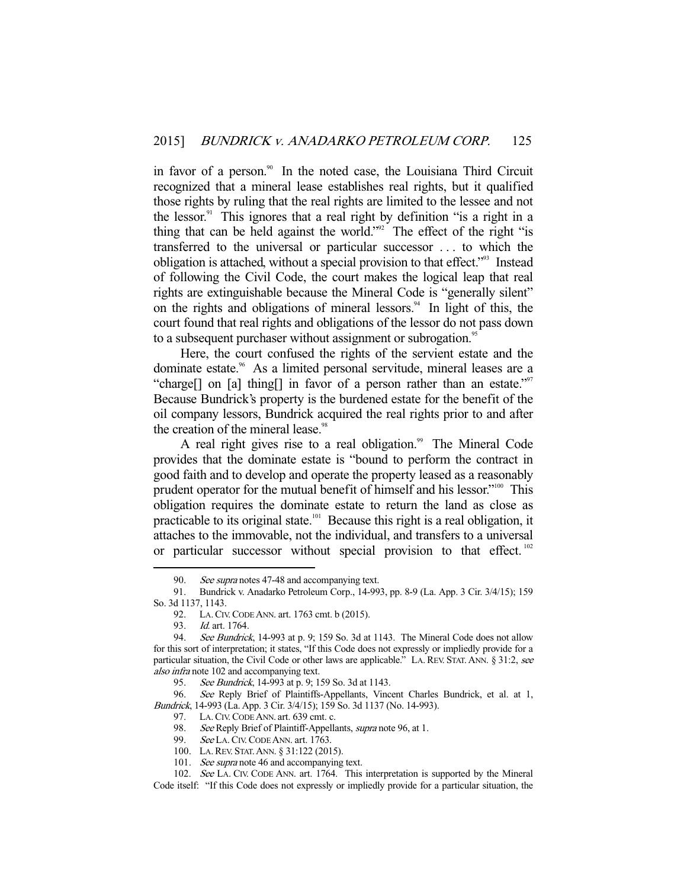in favor of a person.[90] In the noted case, the Louisiana Third Circuit recognized that a mineral lease establishes real rights, but it qualified those rights by ruling that the real rights are limited to the lessee and not the lessor.[91] This ignores that a real right by definition "is a right in a thing that can be held against the world."[92] The effect of the right "is transferred to the universal or particular successor . . . to which the obligation is attached, without a special provision to that effect."[93] Instead of following the Civil Code, the court makes the logical leap that real rights are extinguishable because the Mineral Code is "generally silent" on the rights and obligations of mineral lessors.[94] In light of this, the court found that real rights and obligations of the lessor do not pass down to a subsequent purchaser without assignment or subrogation.[95]

Here, the court confused the rights of the servient estate and the dominate estate.[96] As a limited personal servitude, mineral leases are a "charge[] on [a] thing[] in favor of a person rather than an estate."[97] Because Bundrick's property is the burdened estate for the benefit of the oil company lessors, Bundrick acquired the real rights prior to and after the creation of the mineral lease.[98]

A real right gives rise to a real obligation.[99] The Mineral Code provides that the dominate estate is "bound to perform the contract in good faith and to develop and operate the property leased as a reasonably prudent operator for the mutual benefit of himself and his lessor."[100] This obligation requires the dominate estate to return the land as close as practicable to its original state.[101] Because this right is a real obligation, it attaches to the immovable, not the individual, and transfers to a universal or particular successor without special provision to that effect.[102]

---

90. *See supra* notes 47-48 and accompanying text.

91. Bundrick v. Anadarko Petroleum Corp., 14-993, pp. 8-9 (La. App. 3 Cir. 3/4/15); 159 So. 3d 1137, 1143.

92. LA. CIV. CODE ANN. art. 1763 cmt. b (2015).

93. *Id.* art. 1764.

94. *See Bundrick*, 14-993 at p. 9; 159 So. 3d at 1143. The Mineral Code does not allow for this sort of interpretation; it states, "If this Code does not expressly or impliedly provide for a particular situation, the Civil Code or other laws are applicable." LA. REV. STAT. ANN. § 31:2, *see also infra* note 102 and accompanying text.

95. *See Bundrick*, 14-993 at p. 9; 159 So. 3d at 1143.

96. *See* Reply Brief of Plaintiffs-Appellants, Vincent Charles Bundrick, et al. at 1, *Bundrick*, 14-993 (La. App. 3 Cir. 3/4/15); 159 So. 3d 1137 (No. 14-993).

97. LA. CIV. CODE ANN. art. 639 cmt. c.

98. *See* Reply Brief of Plaintiff-Appellants, *supra* note 96, at 1.

99. *See* LA. CIV. CODE ANN. art. 1763.

100. LA. REV. STAT. ANN. § 31:122 (2015).

101. *See supra* note 46 and accompanying text.

102. *See* LA. CIV. CODE ANN. art. 1764. This interpretation is supported by the Mineral Code itself: "If this Code does not expressly or impliedly provide for a particular situation, the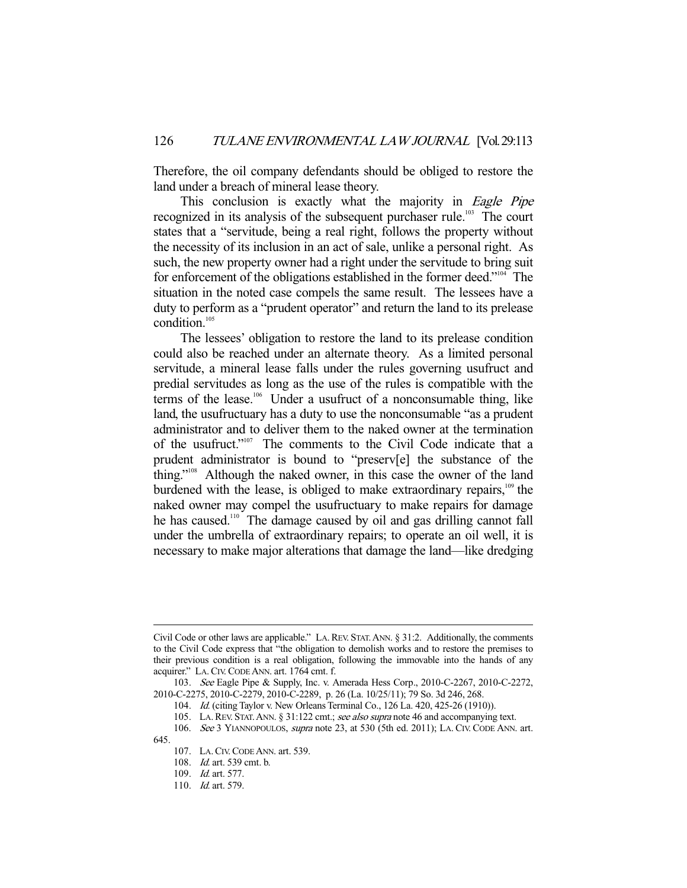Therefore, the oil company defendants should be obliged to restore the land under a breach of mineral lease theory.

This conclusion is exactly what the majority in *Eagle Pipe* recognized in its analysis of the subsequent purchaser rule.[103] The court states that a "servitude, being a real right, follows the property without the necessity of its inclusion in an act of sale, unlike a personal right. As such, the new property owner had a right under the servitude to bring suit for enforcement of the obligations established in the former deed."[104] The situation in the noted case compels the same result. The lessees have a duty to perform as a "prudent operator" and return the land to its prelease condition.[105]

The lessees' obligation to restore the land to its prelease condition could also be reached under an alternate theory. As a limited personal servitude, a mineral lease falls under the rules governing usufruct and predial servitudes as long as the use of the rules is compatible with the terms of the lease.[106] Under a usufruct of a nonconsumable thing, like land, the usufructuary has a duty to use the nonconsumable "as a prudent administrator and to deliver them to the naked owner at the termination of the usufruct."[107] The comments to the Civil Code indicate that a prudent administrator is bound to "preserv[e] the substance of the thing."[108] Although the naked owner, in this case the owner of the land burdened with the lease, is obliged to make extraordinary repairs,[109] the naked owner may compel the usufructuary to make repairs for damage he has caused.[110] The damage caused by oil and gas drilling cannot fall under the umbrella of extraordinary repairs; to operate an oil well, it is necessary to make major alterations that damage the land—like dredging

---

Civil Code or other laws are applicable." LA. REV. STAT. ANN. § 31:2. Additionally, the comments to the Civil Code express that "the obligation to demolish works and to restore the premises to their previous condition is a real obligation, following the immovable into the hands of any acquirer." LA. CIV. CODE ANN. art. 1764 cmt. f.

103. *See* Eagle Pipe & Supply, Inc. v. Amerada Hess Corp., 2010-C-2267, 2010-C-2272, 2010-C-2275, 2010-C-2279, 2010-C-2289, p. 26 (La. 10/25/11); 79 So. 3d 246, 268.

104. *Id.* (citing Taylor v. New Orleans Terminal Co., 126 La. 420, 425-26 (1910)).

105. LA. REV. STAT. ANN. § 31:122 cmt.; *see also supra* note 46 and accompanying text.

106. *See* 3 YIANNOPOULOS, *supra* note 23, at 530 (5th ed. 2011); LA. CIV. CODE ANN. art. 645.

107. LA. CIV. CODE ANN. art. 539.

108. *Id.* art. 539 cmt. b.

109. *Id.* art. 577.

110. *Id.* art. 579.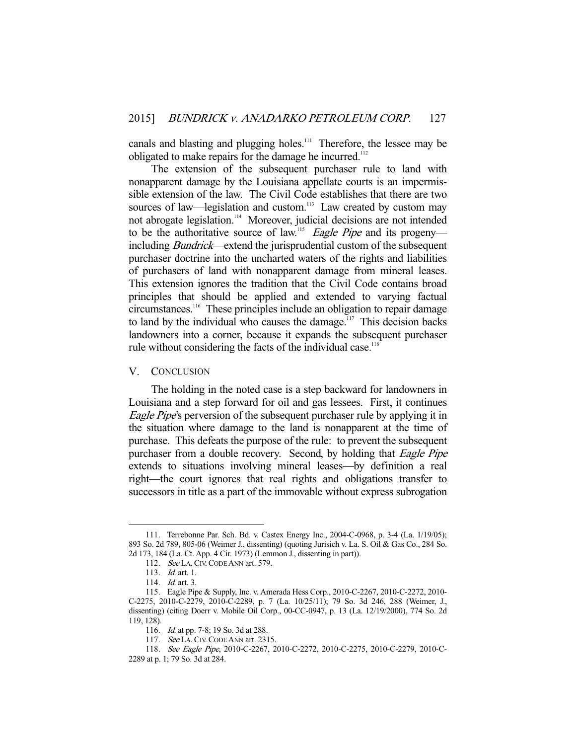canals and blasting and plugging holes.[111] Therefore, the lessee may be obligated to make repairs for the damage he incurred.[112]

The extension of the subsequent purchaser rule to land with nonapparent damage by the Louisiana appellate courts is an impermissible extension of the law. The Civil Code establishes that there are two sources of law—legislation and custom.[113] Law created by custom may not abrogate legislation.[114] Moreover, judicial decisions are not intended to be the authoritative source of law.[115] *Eagle Pipe* and its progeny—including *Bundrick*—extend the jurisprudential custom of the subsequent purchaser doctrine into the uncharted waters of the rights and liabilities of purchasers of land with nonapparent damage from mineral leases. This extension ignores the tradition that the Civil Code contains broad principles that should be applied and extended to varying factual circumstances.[116] These principles include an obligation to repair damage to land by the individual who causes the damage.[117] This decision backs landowners into a corner, because it expands the subsequent purchaser rule without considering the facts of the individual case.[118]

## V. CONCLUSION

The holding in the noted case is a step backward for landowners in Louisiana and a step forward for oil and gas lessees. First, it continues *Eagle Pipe*'s perversion of the subsequent purchaser rule by applying it in the situation where damage to the land is nonapparent at the time of purchase. This defeats the purpose of the rule: to prevent the subsequent purchaser from a double recovery. Second, by holding that *Eagle Pipe* extends to situations involving mineral leases—by definition a real right—the court ignores that real rights and obligations transfer to successors in title as a part of the immovable without express subrogation

---

111. Terrebonne Par. Sch. Bd. v. Castex Energy Inc., 2004-C-0968, p. 3-4 (La. 1/19/05); 893 So. 2d 789, 805-06 (Weimer J., dissenting) (quoting Jurisich v. La. S. Oil & Gas Co., 284 So. 2d 173, 184 (La. Ct. App. 4 Cir. 1973) (Lemmon J., dissenting in part)).

112. *See* LA. CIV. CODE ANN art. 579.

113. *Id.* art. 1.

114. *Id.* art. 3.

115. Eagle Pipe & Supply, Inc. v. Amerada Hess Corp., 2010-C-2267, 2010-C-2272, 2010-C-2275, 2010-C-2279, 2010-C-2289, p. 7 (La. 10/25/11); 79 So. 3d 246, 288 (Weimer, J., dissenting) (citing Doerr v. Mobile Oil Corp., 00-CC-0947, p. 13 (La. 12/19/2000), 774 So. 2d 119, 128).

116. *Id.* at pp. 7-8; 19 So. 3d at 288.

117. *See* LA. CIV. CODE ANN art. 2315.

118. *See Eagle Pipe*, 2010-C-2267, 2010-C-2272, 2010-C-2275, 2010-C-2279, 2010-C-2289 at p. 1; 79 So. 3d at 284.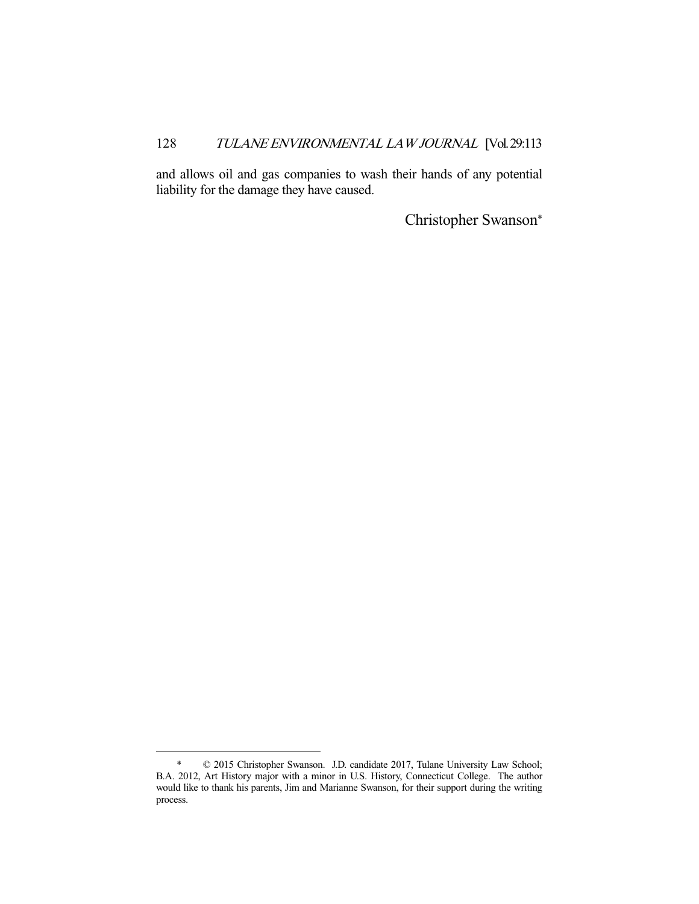and allows oil and gas companies to wash their hands of any potential liability for the damage they have caused.

Christopher Swanson*

---

\* © 2015 Christopher Swanson. J.D. candidate 2017, Tulane University Law School; B.A. 2012, Art History major with a minor in U.S. History, Connecticut College. The author would like to thank his parents, Jim and Marianne Swanson, for their support during the writing process.